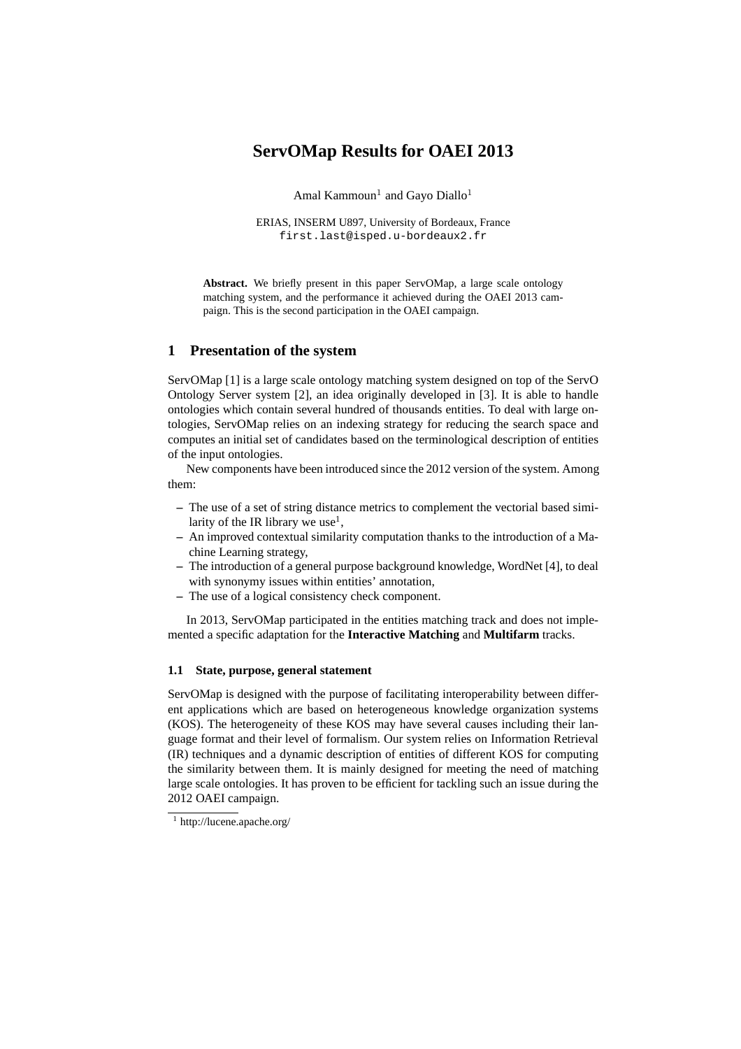# ServOMap Results for OAEI 2013

Amal Kammoun[1] and Gayo Diallo[1]

ERIAS, INSERM U897, University of Bordeaux, France
first.last@isped.u-bordeaux2.fr

**Abstract.** We briefly present in this paper ServOMap, a large scale ontology matching system, and the performance it achieved during the OAEI 2013 campaign. This is the second participation in the OAEI campaign.

## 1 Presentation of the system

ServOMap [1] is a large scale ontology matching system designed on top of the ServO Ontology Server system [2], an idea originally developed in [3]. It is able to handle ontologies which contain several hundred of thousands entities. To deal with large ontologies, ServOMap relies on an indexing strategy for reducing the search space and computes an initial set of candidates based on the terminological description of entities of the input ontologies.

New components have been introduced since the 2012 version of the system. Among them:

- The use of a set of string distance metrics to complement the vectorial based similarity of the IR library we use[1],
- An improved contextual similarity computation thanks to the introduction of a Machine Learning strategy,
- The introduction of a general purpose background knowledge, WordNet [4], to deal with synonymy issues within entities' annotation,
- The use of a logical consistency check component.

In 2013, ServOMap participated in the entities matching track and does not implemented a specific adaptation for the **Interactive Matching** and **Multifarm** tracks.

### 1.1 State, purpose, general statement

ServOMap is designed with the purpose of facilitating interoperability between different applications which are based on heterogeneous knowledge organization systems (KOS). The heterogeneity of these KOS may have several causes including their language format and their level of formalism. Our system relies on Information Retrieval (IR) techniques and a dynamic description of entities of different KOS for computing the similarity between them. It is mainly designed for meeting the need of matching large scale ontologies. It has proven to be efficient for tackling such an issue during the 2012 OAEI campaign.

[1] http://lucene.apache.org/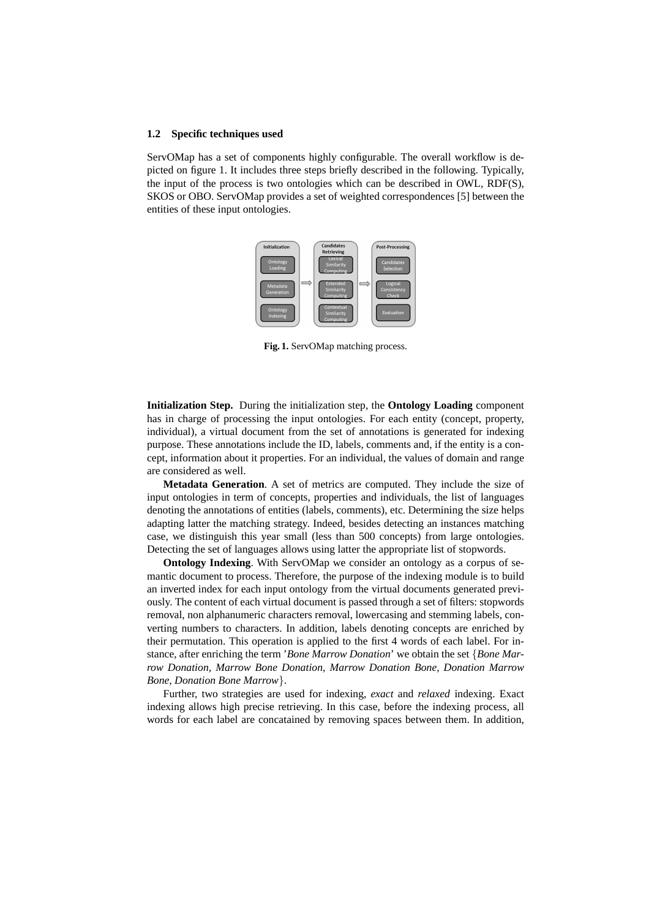### 1.2 Specific techniques used

ServOMap has a set of components highly configurable. The overall workflow is depicted on figure 1. It includes three steps briefly described in the following. Typically, the input of the process is two ontologies which can be described in OWL, RDF(S), SKOS or OBO. ServOMap provides a set of weighted correspondences [5] between the entities of these input ontologies.

**Fig. 1.** ServOMap matching process.

**Initialization Step.** During the initialization step, the **Ontology Loading** component has in charge of processing the input ontologies. For each entity (concept, property, individual), a virtual document from the set of annotations is generated for indexing purpose. These annotations include the ID, labels, comments and, if the entity is a concept, information about it properties. For an individual, the values of domain and range are considered as well.

**Metadata Generation**. A set of metrics are computed. They include the size of input ontologies in term of concepts, properties and individuals, the list of languages denoting the annotations of entities (labels, comments), etc. Determining the size helps adapting latter the matching strategy. Indeed, besides detecting an instances matching case, we distinguish this year small (less than 500 concepts) from large ontologies. Detecting the set of languages allows using latter the appropriate list of stopwords.

**Ontology Indexing**. With ServOMap we consider an ontology as a corpus of semantic document to process. Therefore, the purpose of the indexing module is to build an inverted index for each input ontology from the virtual documents generated previously. The content of each virtual document is passed through a set of filters: stopwords removal, non alphanumeric characters removal, lowercasing and stemming labels, converting numbers to characters. In addition, labels denoting concepts are enriched by their permutation. This operation is applied to the first 4 words of each label. For instance, after enriching the term '*Bone Marrow Donation*' we obtain the set {*Bone Marrow Donation, Marrow Bone Donation, Marrow Donation Bone, Donation Marrow Bone, Donation Bone Marrow*}.

Further, two strategies are used for indexing, *exact* and *relaxed* indexing. Exact indexing allows high precise retrieving. In this case, before the indexing process, all words for each label are concatained by removing spaces between them. In addition,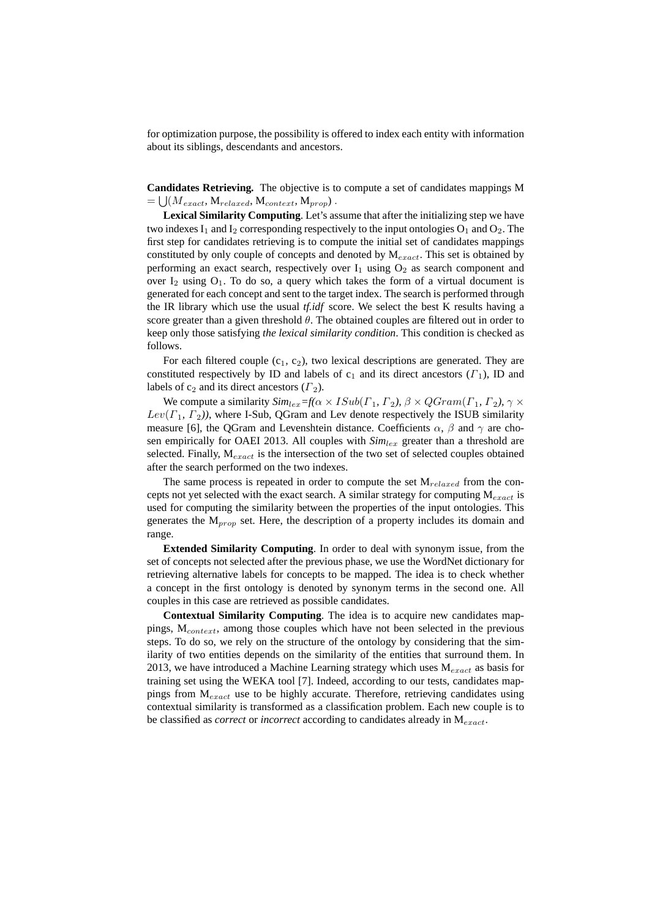for optimization purpose, the possibility is offered to index each entity with information about its siblings, descendants and ancestors.

**Candidates Retrieving.** The objective is to compute a set of candidates mappings M $= \bigcup(M_{exact}$, $M_{relaxed}$, $M_{context}$, $M_{prop}$) .

**Lexical Similarity Computing**. Let's assume that after the initializing step we have two indexes $I_1$ and $I_2$ corresponding respectively to the input ontologies $O_1$ and $O_2$. The first step for candidates retrieving is to compute the initial set of candidates mappings constituted by only couple of concepts and denoted by $M_{exact}$. This set is obtained by performing an exact search, respectively over $I_1$ using $O_2$ as search component and over $I_2$ using $O_1$. To do so, a query which takes the form of a virtual document is generated for each concept and sent to the target index. The search is performed through the IR library which use the usual *tf.idf* score. We select the best K results having a score greater than a given threshold $\theta$. The obtained couples are filtered out in order to keep only those satisfying *the lexical similarity condition*. This condition is checked as follows.

For each filtered couple ($c_1$, $c_2$), two lexical descriptions are generated. They are constituted respectively by ID and labels of $c_1$ and its direct ancestors ($\Gamma_1$), ID and labels of $c_2$ and its direct ancestors ($\Gamma_2$).

We compute a similarity $Sim_{lex}$=$f(\alpha \times ISub(\Gamma_1, \Gamma_2), \beta \times QGram(\Gamma_1, \Gamma_2), \gamma \times Lev(\Gamma_1, \Gamma_2))$, where I-Sub, QGram and Lev denote respectively the ISUB similarity measure [6], the QGram and Levenshtein distance. Coefficients $\alpha$, $\beta$ and $\gamma$ are chosen empirically for OAEI 2013. All couples with $Sim_{lex}$ greater than a threshold are selected. Finally, $M_{exact}$ is the intersection of the two set of selected couples obtained after the search performed on the two indexes.

The same process is repeated in order to compute the set $M_{relaxed}$ from the concepts not yet selected with the exact search. A similar strategy for computing $M_{exact}$ is used for computing the similarity between the properties of the input ontologies. This generates the $M_{prop}$ set. Here, the description of a property includes its domain and range.

**Extended Similarity Computing**. In order to deal with synonym issue, from the set of concepts not selected after the previous phase, we use the WordNet dictionary for retrieving alternative labels for concepts to be mapped. The idea is to check whether a concept in the first ontology is denoted by synonym terms in the second one. All couples in this case are retrieved as possible candidates.

**Contextual Similarity Computing**. The idea is to acquire new candidates mappings, $M_{context}$, among those couples which have not been selected in the previous steps. To do so, we rely on the structure of the ontology by considering that the similarity of two entities depends on the similarity of the entities that surround them. In 2013, we have introduced a Machine Learning strategy which uses $M_{exact}$ as basis for training set using the WEKA tool [7]. Indeed, according to our tests, candidates mappings from $M_{exact}$ use to be highly accurate. Therefore, retrieving candidates using contextual similarity is transformed as a classification problem. Each new couple is to be classified as *correct* or *incorrect* according to candidates already in $M_{exact}$.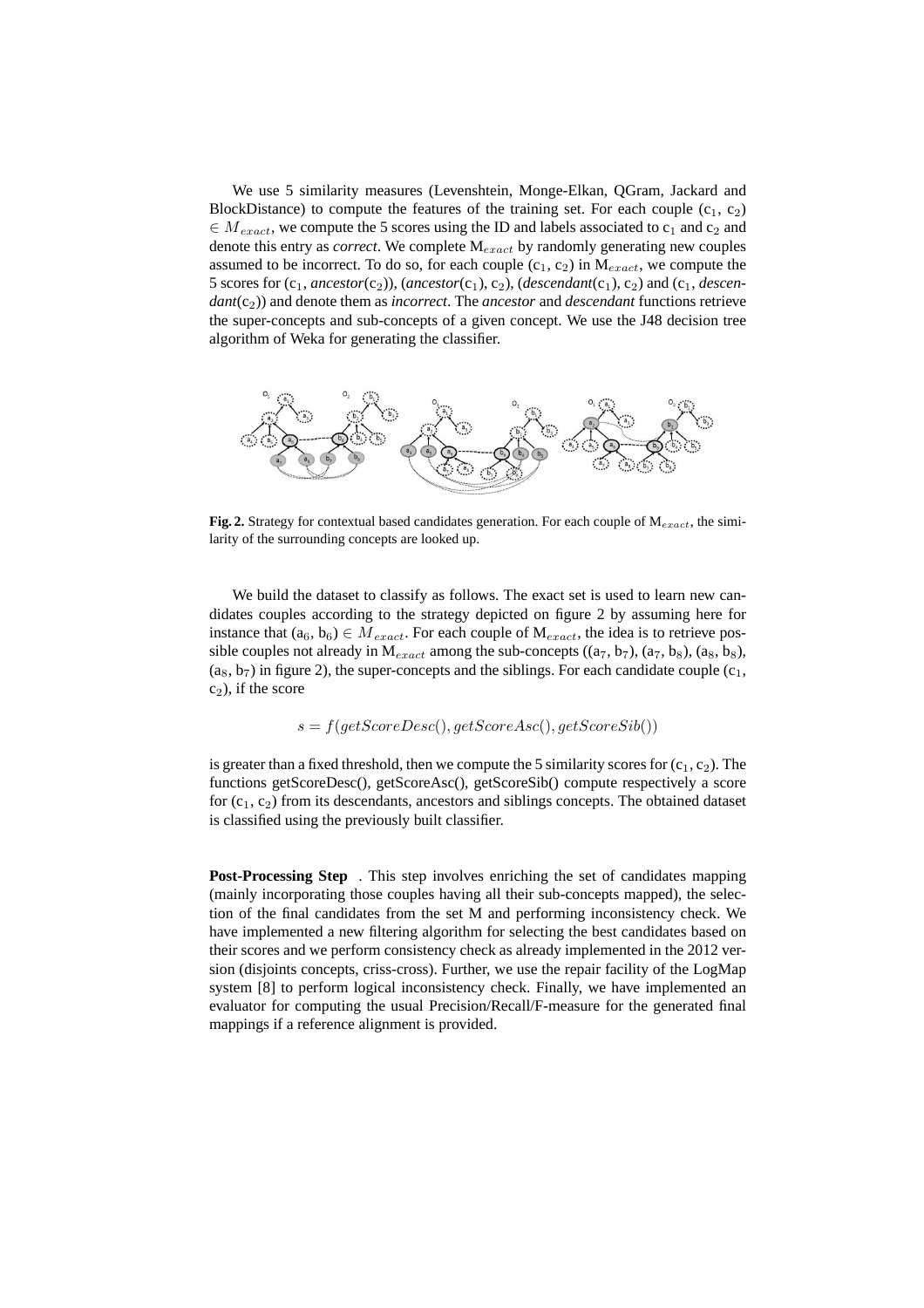We use 5 similarity measures (Levenshtein, Monge-Elkan, QGram, Jackard and BlockDistance) to compute the features of the training set. For each couple ($c_1$, $c_2$) $\in M_{exact}$, we compute the 5 scores using the ID and labels associated to $c_1$ and $c_2$ and denote this entry as *correct*. We complete $M_{exact}$ by randomly generating new couples assumed to be incorrect. To do so, for each couple ($c_1$, $c_2$) in $M_{exact}$, we compute the 5 scores for ($c_1$, *ancestor*($c_2$)), (*ancestor*($c_1$), $c_2$), (*descendant*($c_1$), $c_2$) and ($c_1$, *descendant*($c_2$)) and denote them as *incorrect*. The *ancestor* and *descendant* functions retrieve the super-concepts and sub-concepts of a given concept. We use the J48 decision tree algorithm of Weka for generating the classifier.

**Fig. 2.** Strategy for contextual based candidates generation. For each couple of $M_{exact}$, the similarity of the surrounding concepts are looked up.

We build the dataset to classify as follows. The exact set is used to learn new candidates couples according to the strategy depicted on figure 2 by assuming here for instance that ($a_6$, $b_6$) $\in M_{exact}$. For each couple of $M_{exact}$, the idea is to retrieve possible couples not already in $M_{exact}$ among the sub-concepts (($a_7$, $b_7$), ($a_7$, $b_8$), ($a_8$, $b_8$), ($a_8$, $b_7$) in figure 2), the super-concepts and the siblings. For each candidate couple ($c_1$, $c_2$), if the score

$$s = f(getScoreDesc(), getScoreAsc(), getScoreSib())$$

is greater than a fixed threshold, then we compute the 5 similarity scores for ($c_1$, $c_2$). The functions getScoreDesc(), getScoreAsc(), getScoreSib() compute respectively a score for ($c_1$, $c_2$) from its descendants, ancestors and siblings concepts. The obtained dataset is classified using the previously built classifier.

**Post-Processing Step** . This step involves enriching the set of candidates mapping (mainly incorporating those couples having all their sub-concepts mapped), the selection of the final candidates from the set M and performing inconsistency check. We have implemented a new filtering algorithm for selecting the best candidates based on their scores and we perform consistency check as already implemented in the 2012 version (disjoints concepts, criss-cross). Further, we use the repair facility of the LogMap system [8] to perform logical inconsistency check. Finally, we have implemented an evaluator for computing the usual Precision/Recall/F-measure for the generated final mappings if a reference alignment is provided.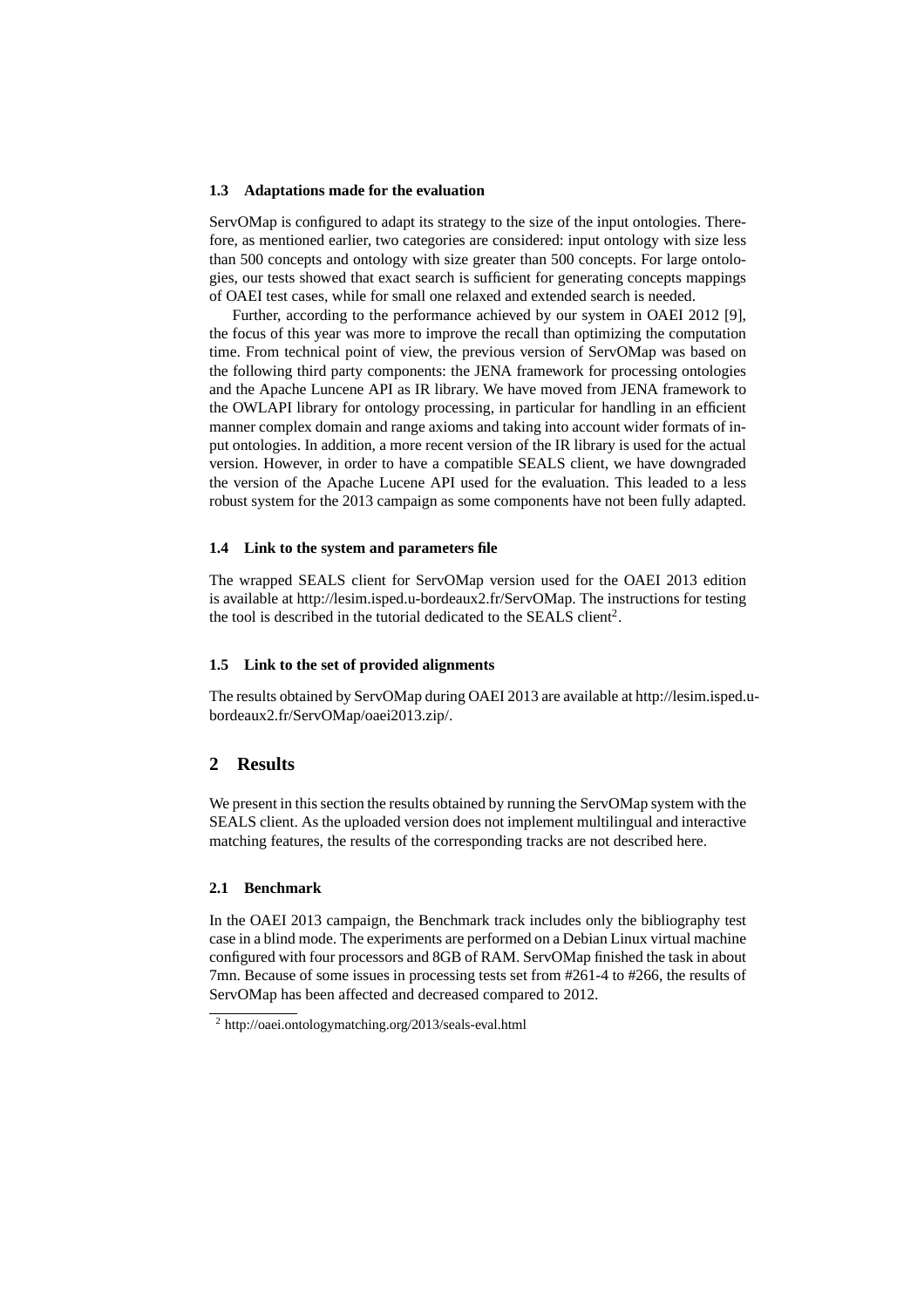### 1.3 Adaptations made for the evaluation

ServOMap is configured to adapt its strategy to the size of the input ontologies. Therefore, as mentioned earlier, two categories are considered: input ontology with size less than 500 concepts and ontology with size greater than 500 concepts. For large ontologies, our tests showed that exact search is sufficient for generating concepts mappings of OAEI test cases, while for small one relaxed and extended search is needed.

Further, according to the performance achieved by our system in OAEI 2012 [9], the focus of this year was more to improve the recall than optimizing the computation time. From technical point of view, the previous version of ServOMap was based on the following third party components: the JENA framework for processing ontologies and the Apache Luncene API as IR library. We have moved from JENA framework to the OWLAPI library for ontology processing, in particular for handling in an efficient manner complex domain and range axioms and taking into account wider formats of input ontologies. In addition, a more recent version of the IR library is used for the actual version. However, in order to have a compatible SEALS client, we have downgraded the version of the Apache Lucene API used for the evaluation. This leaded to a less robust system for the 2013 campaign as some components have not been fully adapted.

### 1.4 Link to the system and parameters file

The wrapped SEALS client for ServOMap version used for the OAEI 2013 edition is available at http://lesim.isped.u-bordeaux2.fr/ServOMap. The instructions for testing the tool is described in the tutorial dedicated to the SEALS client[2].

### 1.5 Link to the set of provided alignments

The results obtained by ServOMap during OAEI 2013 are available at http://lesim.isped.u-bordeaux2.fr/ServOMap/oaei2013.zip/.

## 2 Results

We present in this section the results obtained by running the ServOMap system with the SEALS client. As the uploaded version does not implement multilingual and interactive matching features, the results of the corresponding tracks are not described here.

### 2.1 Benchmark

In the OAEI 2013 campaign, the Benchmark track includes only the bibliography test case in a blind mode. The experiments are performed on a Debian Linux virtual machine configured with four processors and 8GB of RAM. ServOMap finished the task in about 7mn. Because of some issues in processing tests set from #261-4 to #266, the results of ServOMap has been affected and decreased compared to 2012.

[2] http://oaei.ontologymatching.org/2013/seals-eval.html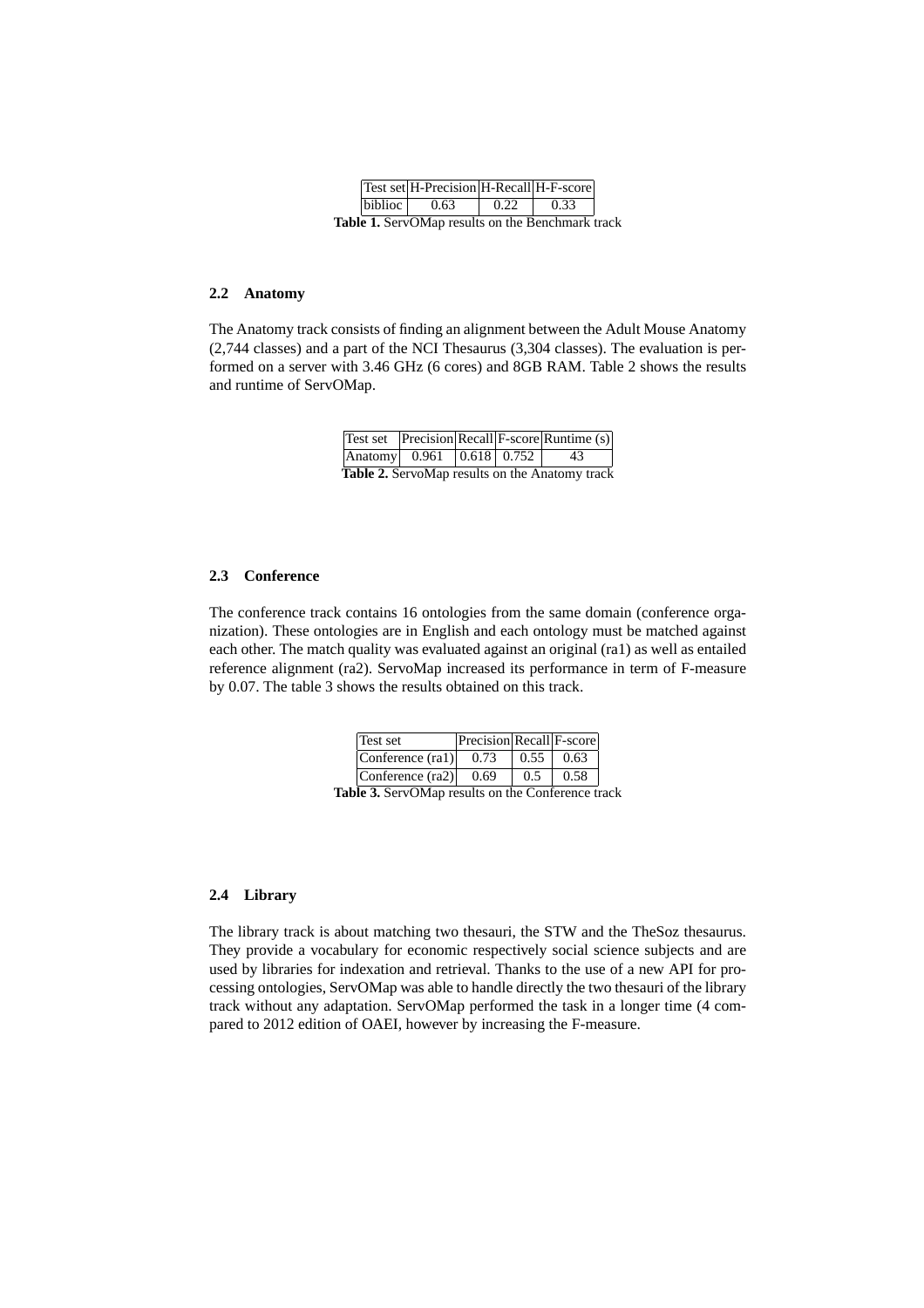| Test set | H-Precision | H-Recall | H-F-score |
| --- | --- | --- | --- |
| biblioc | 0.63 | 0.22 | 0.33 |

**Table 1.** ServOMap results on the Benchmark track

### 2.2 Anatomy

The Anatomy track consists of finding an alignment between the Adult Mouse Anatomy (2,744 classes) and a part of the NCI Thesaurus (3,304 classes). The evaluation is performed on a server with 3.46 GHz (6 cores) and 8GB RAM. Table 2 shows the results and runtime of ServOMap.

| Test set | Precision | Recall | F-score | Runtime (s) |
| --- | --- | --- | --- | --- |
| Anatomy | 0.961 | 0.618 | 0.752 | 43 |

**Table 2.** ServoMap results on the Anatomy track

### 2.3 Conference

The conference track contains 16 ontologies from the same domain (conference organization). These ontologies are in English and each ontology must be matched against each other. The match quality was evaluated against an original (ra1) as well as entailed reference alignment (ra2). ServoMap increased its performance in term of F-measure by 0.07. The table 3 shows the results obtained on this track.

| Test set | Precision | Recall | F-score |
| --- | --- | --- | --- |
| Conference (ra1) | 0.73 | 0.55 | 0.63 |
| Conference (ra2) | 0.69 | 0.5 | 0.58 |

**Table 3.** ServOMap results on the Conference track

### 2.4 Library

The library track is about matching two thesauri, the STW and the TheSoz thesaurus. They provide a vocabulary for economic respectively social science subjects and are used by libraries for indexation and retrieval. Thanks to the use of a new API for processing ontologies, ServOMap was able to handle directly the two thesauri of the library track without any adaptation. ServOMap performed the task in a longer time (4 compared to 2012 edition of OAEI, however by increasing the F-measure.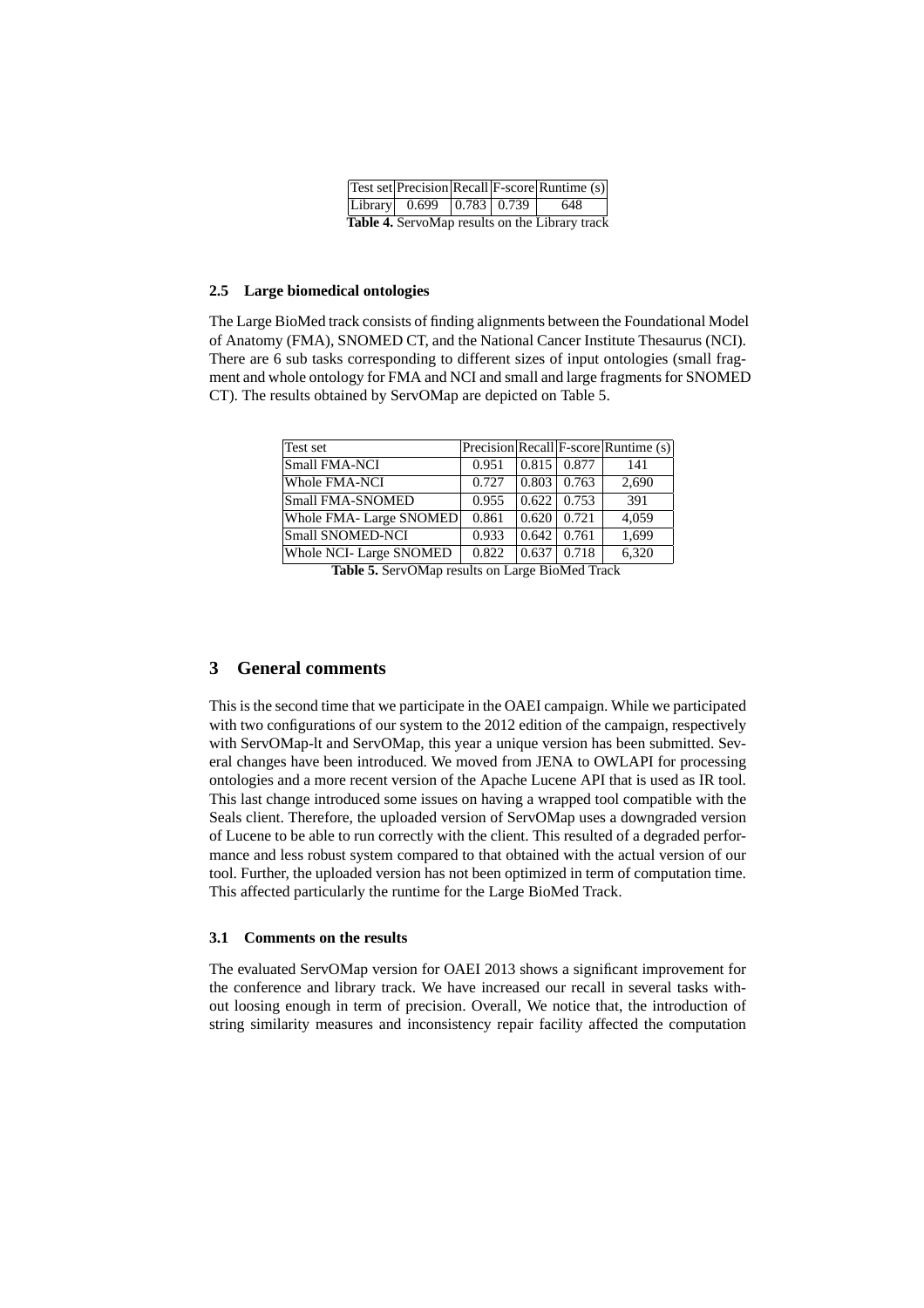| Test set | Precision | Recall | F-score | Runtime (s) |
|---|---|---|---|---|
| Library | 0.699 | 0.783 | 0.739 | 648 |

**Table 4.** ServoMap results on the Library track

### 2.5 Large biomedical ontologies

The Large BioMed track consists of finding alignments between the Foundational Model of Anatomy (FMA), SNOMED CT, and the National Cancer Institute Thesaurus (NCI). There are 6 sub tasks corresponding to different sizes of input ontologies (small fragment and whole ontology for FMA and NCI and small and large fragments for SNOMED CT). The results obtained by ServOMap are depicted on Table 5.

| Test set | Precision | Recall | F-score | Runtime (s) |
|---|---|---|---|---|
| Small FMA-NCI | 0.951 | 0.815 | 0.877 | 141 |
| Whole FMA-NCI | 0.727 | 0.803 | 0.763 | 2,690 |
| Small FMA-SNOMED | 0.955 | 0.622 | 0.753 | 391 |
| Whole FMA- Large SNOMED | 0.861 | 0.620 | 0.721 | 4,059 |
| Small SNOMED-NCI | 0.933 | 0.642 | 0.761 | 1,699 |
| Whole NCI- Large SNOMED | 0.822 | 0.637 | 0.718 | 6,320 |

**Table 5.** ServOMap results on Large BioMed Track

## 3 General comments

This is the second time that we participate in the OAEI campaign. While we participated with two configurations of our system to the 2012 edition of the campaign, respectively with ServOMap-lt and ServOMap, this year a unique version has been submitted. Several changes have been introduced. We moved from JENA to OWLAPI for processing ontologies and a more recent version of the Apache Lucene API that is used as IR tool. This last change introduced some issues on having a wrapped tool compatible with the Seals client. Therefore, the uploaded version of ServOMap uses a downgraded version of Lucene to be able to run correctly with the client. This resulted of a degraded performance and less robust system compared to that obtained with the actual version of our tool. Further, the uploaded version has not been optimized in term of computation time. This affected particularly the runtime for the Large BioMed Track.

### 3.1 Comments on the results

The evaluated ServOMap version for OAEI 2013 shows a significant improvement for the conference and library track. We have increased our recall in several tasks without loosing enough in term of precision. Overall, We notice that, the introduction of string similarity measures and inconsistency repair facility affected the computation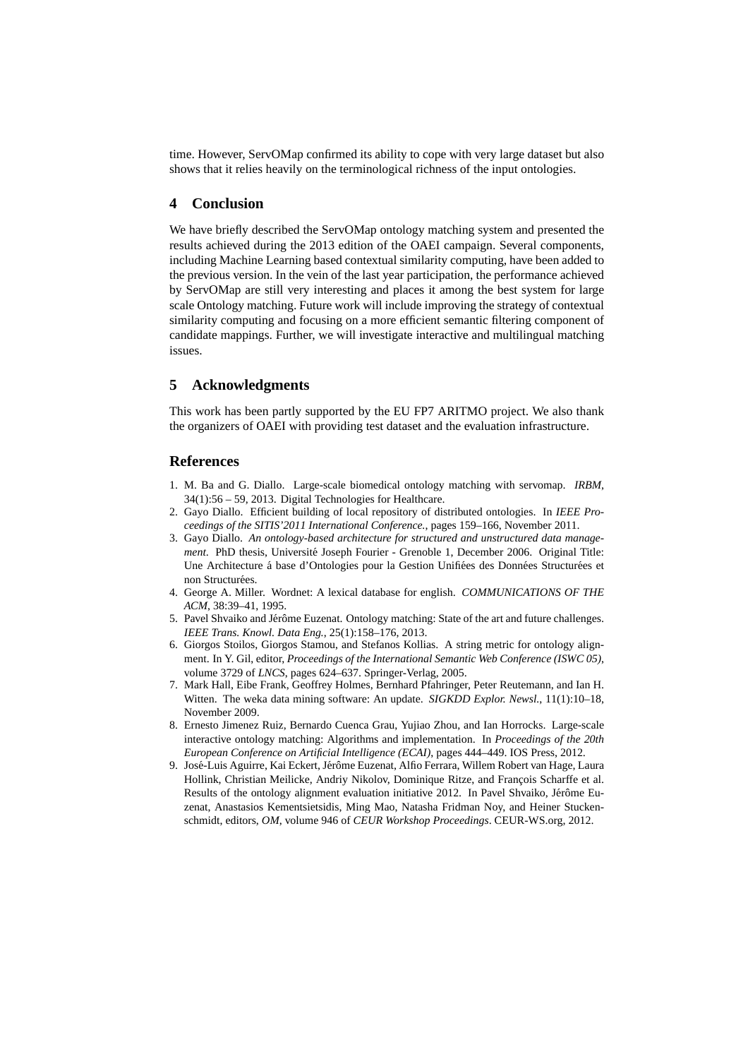time. However, ServOMap confirmed its ability to cope with very large dataset but also shows that it relies heavily on the terminological richness of the input ontologies.

## 4 Conclusion

We have briefly described the ServOMap ontology matching system and presented the results achieved during the 2013 edition of the OAEI campaign. Several components, including Machine Learning based contextual similarity computing, have been added to the previous version. In the vein of the last year participation, the performance achieved by ServOMap are still very interesting and places it among the best system for large scale Ontology matching. Future work will include improving the strategy of contextual similarity computing and focusing on a more efficient semantic filtering component of candidate mappings. Further, we will investigate interactive and multilingual matching issues.

## 5 Acknowledgments

This work has been partly supported by the EU FP7 ARITMO project. We also thank the organizers of OAEI with providing test dataset and the evaluation infrastructure.

## References

1. M. Ba and G. Diallo. Large-scale biomedical ontology matching with servomap. *IRBM*, 34(1):56 – 59, 2013. Digital Technologies for Healthcare.
2. Gayo Diallo. Efficient building of local repository of distributed ontologies. In *IEEE Proceedings of the SITIS'2011 International Conference.*, pages 159–166, November 2011.
3. Gayo Diallo. *An ontology-based architecture for structured and unstructured data management*. PhD thesis, Université Joseph Fourier - Grenoble 1, December 2006. Original Title: Une Architecture á base d'Ontologies pour la Gestion Unifiées des Données Structurées et non Structurées.
4. George A. Miller. Wordnet: A lexical database for english. *COMMUNICATIONS OF THE ACM*, 38:39–41, 1995.
5. Pavel Shvaiko and Jérôme Euzenat. Ontology matching: State of the art and future challenges. *IEEE Trans. Knowl. Data Eng.*, 25(1):158–176, 2013.
6. Giorgos Stoilos, Giorgos Stamou, and Stefanos Kollias. A string metric for ontology alignment. In Y. Gil, editor, *Proceedings of the International Semantic Web Conference (ISWC 05)*, volume 3729 of *LNCS*, pages 624–637. Springer-Verlag, 2005.
7. Mark Hall, Eibe Frank, Geoffrey Holmes, Bernhard Pfahringer, Peter Reutemann, and Ian H. Witten. The weka data mining software: An update. *SIGKDD Explor. Newsl.*, 11(1):10–18, November 2009.
8. Ernesto Jimenez Ruiz, Bernardo Cuenca Grau, Yujiao Zhou, and Ian Horrocks. Large-scale interactive ontology matching: Algorithms and implementation. In *Proceedings of the 20th European Conference on Artificial Intelligence (ECAI)*, pages 444–449. IOS Press, 2012.
9. José-Luis Aguirre, Kai Eckert, Jérôme Euzenat, Alfio Ferrara, Willem Robert van Hage, Laura Hollink, Christian Meilicke, Andriy Nikolov, Dominique Ritze, and François Scharffe et al. Results of the ontology alignment evaluation initiative 2012. In Pavel Shvaiko, Jérôme Euzenat, Anastasios Kementsietsidis, Ming Mao, Natasha Fridman Noy, and Heiner Stuckenschmidt, editors, *OM*, volume 946 of *CEUR Workshop Proceedings*. CEUR-WS.org, 2012.